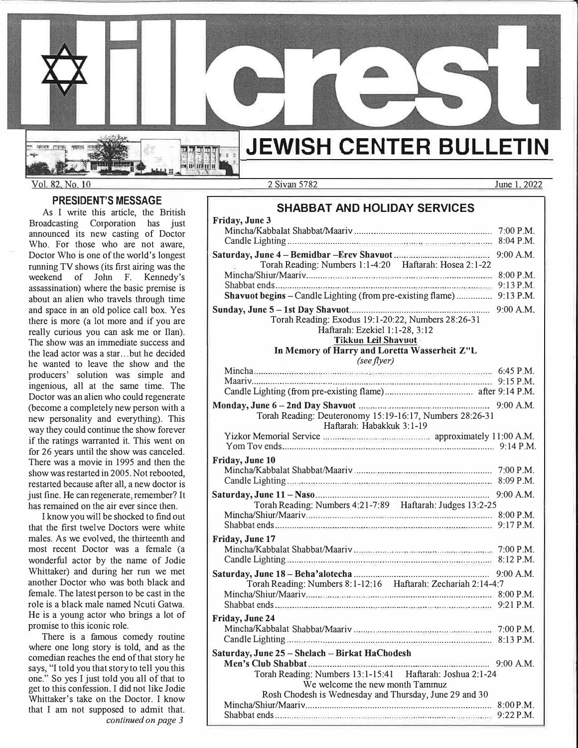# Hillcrest JEWISH CENTER BULLETIN

Vol. 82, No. 10 | 2 Sivan 5782 | June 1, 2022

## PRESIDENT'S MESSAGE

As I write this article, the British Broadcasting Corporation has just announced its new casting of Doctor Who. For those who are not aware, Doctor Who is one of the world's longest running TV shows (its first airing was the weekend of John F. Kennedy's assassination) where the basic premise is about an alien who travels through time and space in an old police call box. Yes there is more (a lot more and if you are really curious you can ask me or Ilan). The show was an immediate success and the lead actor was a star…but he decided he wanted to leave the show and the producers' solution was simple and ingenious, all at the same time. The Doctor was an alien who could regenerate (become a completely new person with a new personality and everything). This way they could continue the show forever if the ratings warranted it. This went on for 26 years until the show was canceled. There was a movie in 1995 and then the show was restarted in 2005. Not rebooted, restarted because after all, a new doctor is just fine. He can regenerate, remember? It has remained on the air ever since then.

I know you will be shocked to find out that the first twelve Doctors were white males. As we evolved, the thirteenth and most recent Doctor was a female (a wonderful actor by the name of Jodie Whittaker) and during her run we met another Doctor who was both black and female. The latest person to be cast in the role is a black male named Ncuti Gatwa. He is a young actor who brings a lot of promise to this iconic role.

There is a famous comedy routine where one long story is told, and as the comedian reaches the end of that story he says, "I told you that story to tell you this one." So yes I just told you all of that to get to this confession. I did not like Jodie Whittaker's take on the Doctor. I know that I am not supposed to admit that.

*continued on page 3*

## SHABBAT AND HOLIDAY SERVICES

**Friday, June 3**
Mincha/Kabbalat Shabbat/Maariv .......... 7:00 P.M.
Candle Lighting .......... 8:04 P.M.

**Saturday, June 4 – Bemidbar –Erev Shavuot** .......... 9:00 A.M.
Torah Reading: Numbers 1:1-4:20 Haftarah: Hosea 2:1-22
Mincha/Shiur/Maariv .......... 8:00 P.M.
Shabbat ends .......... 9:13 P.M.
**Shavuot begins** – Candle Lighting (from pre-existing flame) .......... 9:13 P.M.

**Sunday, June 5 – 1st Day Shavuot** .......... 9:00 A.M.
Torah Reading: Exodus 19:1-20:22, Numbers 28:26-31
Haftarah: Ezekiel 1:1-28, 3:12
**Tikkun Leil Shavuot**
**In Memory of Harry and Loretta Wasserheit Z"L**
*(see flyer)*
Mincha .......... 6:45 P.M.
Maariv .......... 9:15 P.M.
Candle Lighting (from pre-existing flame) .......... after 9:14 P.M.

**Monday, June 6 – 2nd Day Shavuot** .......... 9:00 A.M.
Torah Reading: Deuteronomy 15:19-16:17, Numbers 28:26-31
Haftarah: Habakkuk 3:1-19
Yizkor Memorial Service .......... approximately 11:00 A.M.
Yom Tov ends .......... 9:14 P.M.

**Friday, June 10**
Mincha/Kabbalat Shabbat/Maariv .......... 7:00 P.M.
Candle Lighting .......... 8:09 P.M.

**Saturday, June 11 – Naso** .......... 9:00 A.M.
Torah Reading: Numbers 4:21-7:89 Haftarah: Judges 13:2-25
Mincha/Shiur/Maariv .......... 8:00 P.M.
Shabbat ends .......... 9:17 P.M.

**Friday, June 17**
Mincha/Kabbalat Shabbat/Maariv .......... 7:00 P.M.
Candle Lighting .......... 8:12 P.M.

**Saturday, June 18 – Beha'alotecha** .......... 9:00 A.M.
Torah Reading: Numbers 8:1-12:16 Haftarah: Zechariah 2:14-4:7
Mincha/Shiur/Maariv .......... 8:00 P.M.
Shabbat ends .......... 9:21 P.M.

**Friday, June 24**
Mincha/Kabbalat Shabbat/Maariv .......... 7:00 P.M.
Candle Lighting .......... 8:13 P.M.

**Saturday, June 25 – Shelach – Birkat HaChodesh**
**Men's Club Shabbat** .......... 9:00 A.M.
Torah Reading: Numbers 13:1-15:41 Haftarah: Joshua 2:1-24
We welcome the new month Tammuz
Rosh Chodesh is Wednesday and Thursday, June 29 and 30
Mincha/Shiur/Maariv .......... 8:00 P.M.
Shabbat ends .......... 9:22 P.M.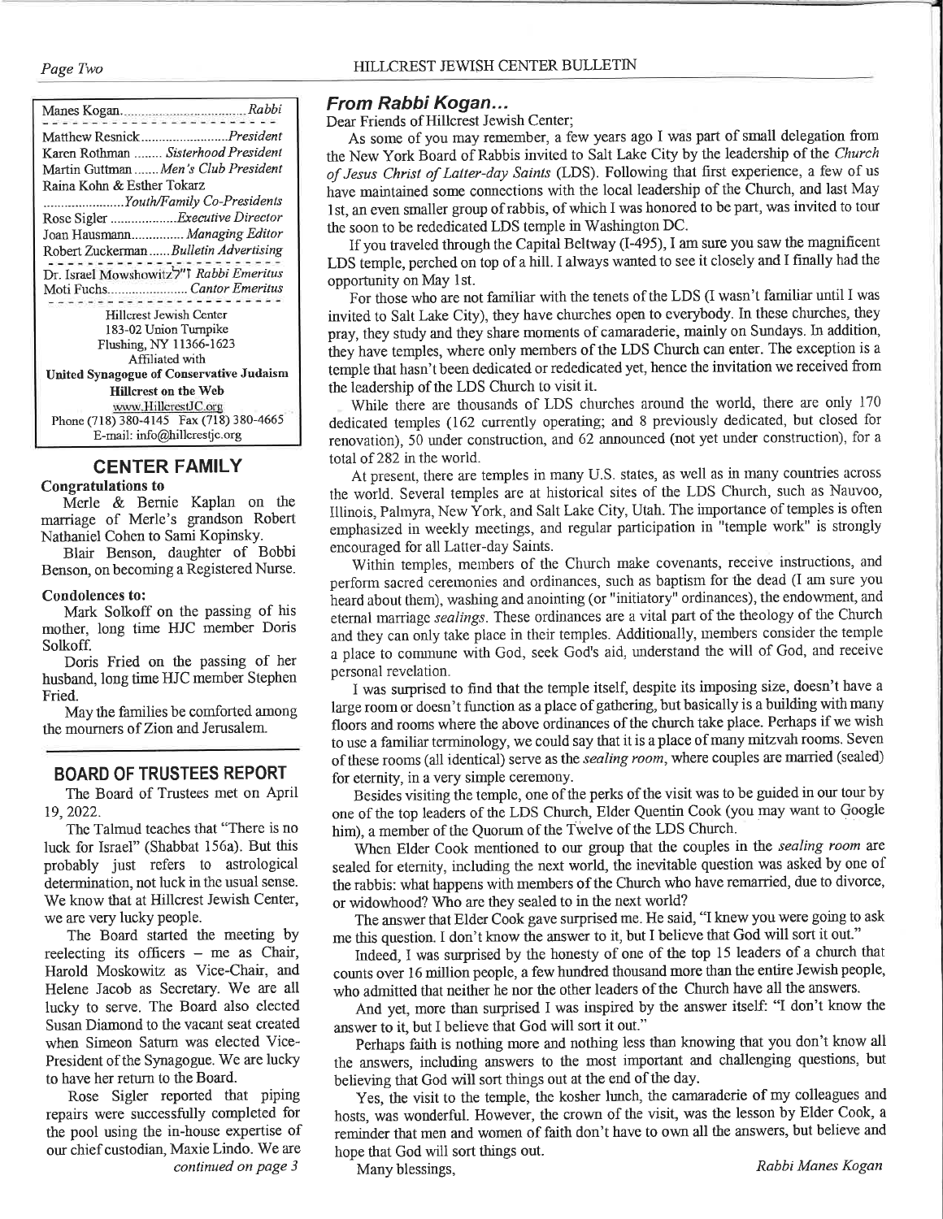Manes Kogan................................Rabbi

Matthew Resnick........................President
Karen Rothman ........ Sisterhood President
Martin Guttman ....... Men's Club President
Raina Kohn & Esther Tokarz
......................Youth/Family Co-Presidents
Rose Sigler ..................Executive Director
Joan Hausmann............... Managing Editor
Robert Zuckerman......Bulletin Advertising

Dr. Israel Mowshowitz ז"ל Rabbi Emeritus
Moti Fuchs...................... Cantor Emeritus

Hillcrest Jewish Center
183-02 Union Turnpike
Flushing, NY 11366-1623
Affiliated with
**United Synagogue of Conservative Judaism**
**Hillcrest on the Web**
www.HillcrestJC.org
Phone (718) 380-4145 Fax (718) 380-4665
E-mail: info@hillcrestjc.org

## CENTER FAMILY

**Congratulations to**

Merle & Bernie Kaplan on the marriage of Merle's grandson Robert Nathaniel Cohen to Sami Kopinsky.

Blair Benson, daughter of Bobbi Benson, on becoming a Registered Nurse.

**Condolences to:**

Mark Solkoff on the passing of his mother, long time HJC member Doris Solkoff.

Doris Fried on the passing of her husband, long time HJC member Stephen Fried.

May the families be comforted among the mourners of Zion and Jerusalem.

## BOARD OF TRUSTEES REPORT

The Board of Trustees met on April 19, 2022.

The Talmud teaches that "There is no luck for Israel" (Shabbat 156a). But this probably just refers to astrological determination, not luck in the usual sense. We know that at Hillcrest Jewish Center, we are very lucky people.

The Board started the meeting by reelecting its officers – me as Chair, Harold Moskowitz as Vice-Chair, and Helene Jacob as Secretary. We are all lucky to serve. The Board also elected Susan Diamond to the vacant seat created when Simeon Saturn was elected Vice-President of the Synagogue. We are lucky to have her return to the Board.

Rose Sigler reported that piping repairs were successfully completed for the pool using the in-house expertise of our chief custodian, Maxie Lindo. We are *continued on page 3*

## *From Rabbi Kogan...*

Dear Friends of Hillcrest Jewish Center;

As some of you may remember, a few years ago I was part of small delegation from the New York Board of Rabbis invited to Salt Lake City by the leadership of the *Church of Jesus Christ of Latter-day Saints* (LDS). Following that first experience, a few of us have maintained some connections with the local leadership of the Church, and last May 1st, an even smaller group of rabbis, of which I was honored to be part, was invited to tour the soon to be rededicated LDS temple in Washington DC.

If you traveled through the Capital Beltway (I-495), I am sure you saw the magnificent LDS temple, perched on top of a hill. I always wanted to see it closely and I finally had the opportunity on May 1st.

For those who are not familiar with the tenets of the LDS (I wasn't familiar until I was invited to Salt Lake City), they have churches open to everybody. In these churches, they pray, they study and they share moments of camaraderie, mainly on Sundays. In addition, they have temples, where only members of the LDS Church can enter. The exception is a temple that hasn't been dedicated or rededicated yet, hence the invitation we received from the leadership of the LDS Church to visit it.

While there are thousands of LDS churches around the world, there are only 170 dedicated temples (162 currently operating; and 8 previously dedicated, but closed for renovation), 50 under construction, and 62 announced (not yet under construction), for a total of 282 in the world.

At present, there are temples in many U.S. states, as well as in many countries across the world. Several temples are at historical sites of the LDS Church, such as Nauvoo, Illinois, Palmyra, New York, and Salt Lake City, Utah. The importance of temples is often emphasized in weekly meetings, and regular participation in "temple work" is strongly encouraged for all Latter-day Saints.

Within temples, members of the Church make covenants, receive instructions, and perform sacred ceremonies and ordinances, such as baptism for the dead (I am sure you heard about them), washing and anointing (or "initiatory" ordinances), the endowment, and eternal marriage *sealings*. These ordinances are a vital part of the theology of the Church and they can only take place in their temples. Additionally, members consider the temple a place to commune with God, seek God's aid, understand the will of God, and receive personal revelation.

I was surprised to find that the temple itself, despite its imposing size, doesn't have a large room or doesn't function as a place of gathering, but basically is a building with many floors and rooms where the above ordinances of the church take place. Perhaps if we wish to use a familiar terminology, we could say that it is a place of many mitzvah rooms. Seven of these rooms (all identical) serve as the *sealing room*, where couples are married (sealed) for eternity, in a very simple ceremony.

Besides visiting the temple, one of the perks of the visit was to be guided in our tour by one of the top leaders of the LDS Church, Elder Quentin Cook (you may want to Google him), a member of the Quorum of the Twelve of the LDS Church.

When Elder Cook mentioned to our group that the couples in the *sealing room* are sealed for eternity, including the next world, the inevitable question was asked by one of the rabbis: what happens with members of the Church who have remarried, due to divorce, or widowhood? Who are they sealed to in the next world?

The answer that Elder Cook gave surprised me. He said, "I knew you were going to ask me this question. I don't know the answer to it, but I believe that God will sort it out."

Indeed, I was surprised by the honesty of one of the top 15 leaders of a church that counts over 16 million people, a few hundred thousand more than the entire Jewish people, who admitted that neither he nor the other leaders of the Church have all the answers.

And yet, more than surprised I was inspired by the answer itself: "I don't know the answer to it, but I believe that God will sort it out."

Perhaps faith is nothing more and nothing less than knowing that you don't know all the answers, including answers to the most important and challenging questions, but believing that God will sort things out at the end of the day.

Yes, the visit to the temple, the kosher lunch, the camaraderie of my colleagues and hosts, was wonderful. However, the crown of the visit, was the lesson by Elder Cook, a reminder that men and women of faith don't have to own all the answers, but believe and hope that God will sort things out.

Many blessings,

*Rabbi Manes Kogan*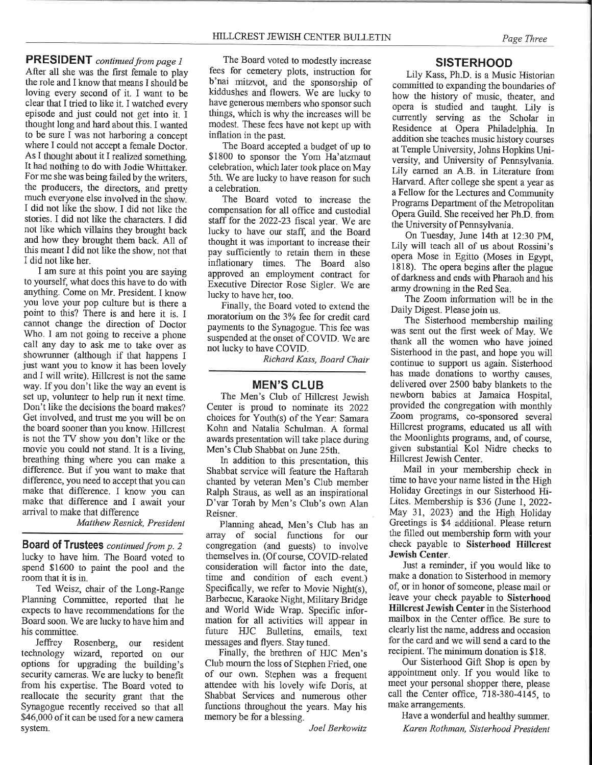## PRESIDENT *continued from page 1*

After all she was the first female to play the role and I know that means I should be loving every second of it. I want to be clear that I tried to like it. I watched every episode and just could not get into it. I thought long and hard about this. I wanted to be sure I was not harboring a concept where I could not accept a female Doctor. As I thought about it I realized something. It had nothing to do with Jodie Whittaker. For me she was being failed by the writers, the producers, the directors, and pretty much everyone else involved in the show. I did not like the show. I did not like the stories. I did not like the characters. I did not like which villains they brought back and how they brought them back. All of this meant I did not like the show, not that I did not like her.

I am sure at this point you are saying to yourself, what does this have to do with anything. Come on Mr. President. I know you love your pop culture but is there a point to this? There is and here it is. I cannot change the direction of Doctor Who. I am not going to receive a phone call any day to ask me to take over as showrunner (although if that happens I just want you to know it has been lovely and I will write). Hillcrest is not the same way. If you don't like the way an event is set up, volunteer to help run it next time. Don't like the decisions the board makes? Get involved, and trust me you will be on the board sooner than you know. Hillcrest is not the TV show you don't like or the movie you could not stand. It is a living, breathing thing where you can make a difference. But if you want to make that difference, you need to accept that you can make that difference. I know you can make that difference and I await your arrival to make that difference

*Matthew Resnick, President*

## Board of Trustees *continued from p. 2*

lucky to have him. The Board voted to spend $1600 to paint the pool and the room that it is in.

Ted Weisz, chair of the Long-Range Planning Committee, reported that he expects to have recommendations for the Board soon. We are lucky to have him and his committee.

Jeffrey Rosenberg, our resident technology wizard, reported on our options for upgrading the building's security cameras. We are lucky to benefit from his expertise. The Board voted to reallocate the security grant that the Synagogue recently received so that all $46,000 of it can be used for a new camera system.

The Board voted to modestly increase fees for cemetery plots, instruction for b'nai mitzvot, and the sponsorship of kiddushes and flowers. We are lucky to have generous members who sponsor such things, which is why the increases will be modest. These fees have not kept up with inflation in the past.

The Board accepted a budget of up to $1800 to sponsor the Yom Ha'atzmaut celebration, which later took place on May 5th. We are lucky to have reason for such a celebration.

The Board voted to increase the compensation for all office and custodial staff for the 2022-23 fiscal year. We are lucky to have our staff, and the Board thought it was important to increase their pay sufficiently to retain them in these inflationary times. The Board also approved an employment contract for Executive Director Rose Sigler. We are lucky to have her, too.

Finally, the Board voted to extend the moratorium on the 3% fee for credit card payments to the Synagogue. This fee was suspended at the onset of COVID. We are not lucky to have COVID.

*Richard Kass, Board Chair*

## MEN'S CLUB

The Men's Club of Hillcrest Jewish Center is proud to nominate its 2022 choices for Youth(s) of the Year: Samara Kohn and Natalia Schulman. A formal awards presentation will take place during Men's Club Shabbat on June 25th.

In addition to this presentation, this Shabbat service will feature the Haftarah chanted by veteran Men's Club member Ralph Straus, as well as an inspirational D'var Torah by Men's Club's own Alan Reisner.

Planning ahead, Men's Club has an array of social functions for our congregation (and guests) to involve themselves in. (Of course, COVID-related consideration will factor into the date, time and condition of each event.) Specifically, we refer to Movie Night(s), Barbecue, Karaoke Night, Military Bridge and World Wide Wrap. Specific information for all activities will appear in future HJC Bulletins, emails, text messages and flyers. Stay tuned.

Finally, the brethren of HJC Men's Club mourn the loss of Stephen Fried, one of our own. Stephen was a frequent attendee with his lovely wife Doris, at Shabbat Services and numerous other functions throughout the years. May his memory be for a blessing.

*Joel Berkowitz*

## SISTERHOOD

Lily Kass, Ph.D. is a Music Historian committed to expanding the boundaries of how the history of music, theater, and opera is studied and taught. Lily is currently serving as the Scholar in Residence at Opera Philadelphia. In addition she teaches music history courses at Temple University, Johns Hopkins University, and University of Pennsylvania. Lily earned an A.B. in Literature from Harvard. After college she spent a year as a Fellow for the Lectures and Community Programs Department of the Metropolitan Opera Guild. She received her Ph.D. from the University of Pennsylvania.

On Tuesday, June 14th at 12:30 PM, Lily will teach all of us about Rossini's opera Mose in Egitto (Moses in Egypt, 1818). The opera begins after the plague of darkness and ends with Pharaoh and his army drowning in the Red Sea.

The Zoom information will be in the Daily Digest. Please join us.

The Sisterhood membership mailing was sent out the first week of May. We thank all the women who have joined Sisterhood in the past, and hope you will continue to support us again. Sisterhood has made donations to worthy causes, delivered over 2500 baby blankets to the newborn babies at Jamaica Hospital, provided the congregation with monthly Zoom programs, co-sponsored several Hillcrest programs, educated us all with the Moonlights programs, and, of course, given substantial Kol Nidre checks to Hillcrest Jewish Center.

Mail in your membership check in time to have your name listed in the High Holiday Greetings in our Sisterhood Hi-Lites. Membership is $36 (June 1, 2022-May 31, 2023) and the High Holiday Greetings is $4 additional. Please return the filled out membership form with your check payable to **Sisterhood Hillcrest Jewish Center**.

Just a reminder, if you would like to make a donation to Sisterhood in memory of, or in honor of someone, please mail or leave your check payable to **Sisterhood Hillcrest Jewish Center** in the Sisterhood mailbox in the Center office. Be sure to clearly list the name, address and occasion for the card and we will send a card to the recipient. The minimum donation is $18.

Our Sisterhood Gift Shop is open by appointment only. If you would like to meet your personal shopper there, please call the Center office, 718-380-4145, to make arrangements.

Have a wonderful and healthy summer.

*Karen Rothman, Sisterhood President*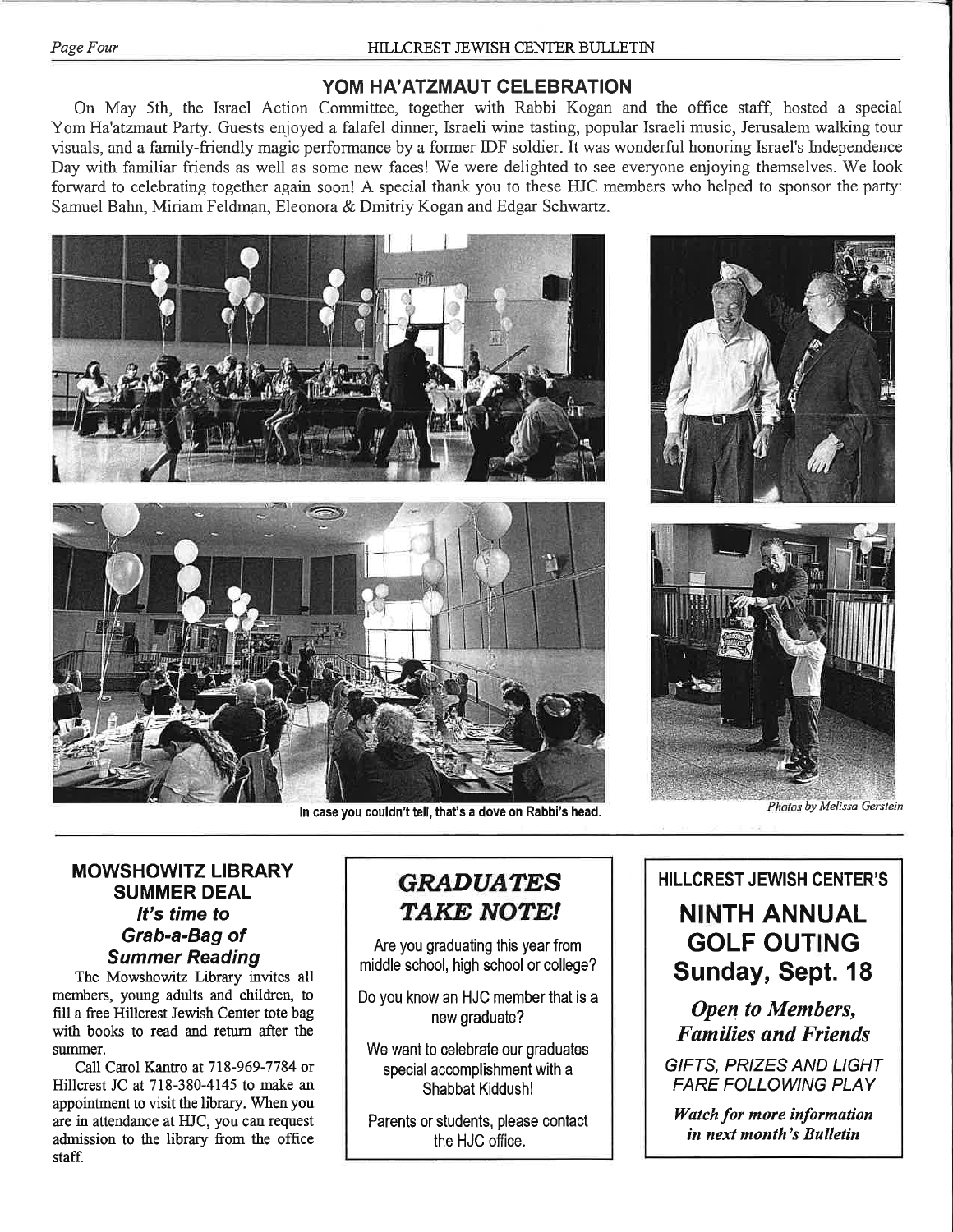## YOM HA'ATZMAUT CELEBRATION

On May 5th, the Israel Action Committee, together with Rabbi Kogan and the office staff, hosted a special Yom Ha'atzmaut Party. Guests enjoyed a falafel dinner, Israeli wine tasting, popular Israeli music, Jerusalem walking tour visuals, and a family-friendly magic performance by a former IDF soldier. It was wonderful honoring Israel's Independence Day with familiar friends as well as some new faces! We were delighted to see everyone enjoying themselves. We look forward to celebrating together again soon! A special thank you to these HJC members who helped to sponsor the party: Samuel Bahn, Miriam Feldman, Eleonora & Dmitriy Kogan and Edgar Schwartz.

**In case you couldn't tell, that's a dove on Rabbi's head.**

*Photos by Melissa Gerstein*

## MOWSHOWITZ LIBRARY SUMMER DEAL

### *It's time to Grab-a-Bag of Summer Reading*

The Mowshowitz Library invites all members, young adults and children, to fill a free Hillcrest Jewish Center tote bag with books to read and return after the summer.

Call Carol Kantro at 718-969-7784 or Hillcrest JC at 718-380-4145 to make an appointment to visit the library. When you are in attendance at HJC, you can request admission to the library from the office staff.

## *GRADUATES TAKE NOTE!*

Are you graduating this year from middle school, high school or college?

Do you know an HJC member that is a new graduate?

We want to celebrate our graduates special accomplishment with a Shabbat Kiddush!

Parents or students, please contact the HJC office.

## HILLCREST JEWISH CENTER'S NINTH ANNUAL GOLF OUTING Sunday, Sept. 18

***Open to Members, Families and Friends***

*GIFTS, PRIZES AND LIGHT FARE FOLLOWING PLAY*

***Watch for more information in next month's Bulletin***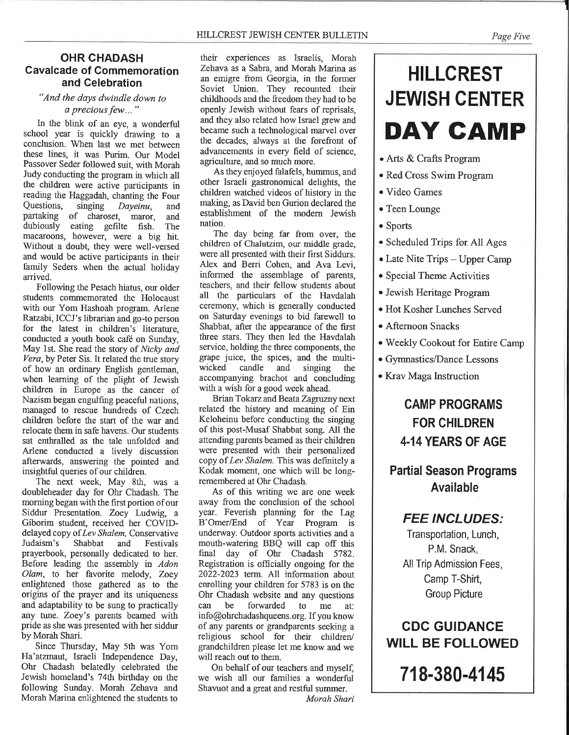## OHR CHADASH
## Cavalcade of Commemoration and Celebration

*"And the days dwindle down to a precious few..."*

In the blink of an eye, a wonderful school year is quickly drawing to a conclusion. When last we met between these lines, it was Purim. Our Model Passover Seder followed suit, with Morah Judy conducting the program in which all the children were active participants in reading the Haggadah, chanting the Four Questions, singing *Dayeinu*, and partaking of charoset, maror, and dubiously eating gefilte fish. The macaroons, however, were a big hit. Without a doubt, they were well-versed and would be active participants in their family Seders when the actual holiday arrived.

Following the Pesach hiatus, our older students commemorated the Holocaust with our Yom Hashoah program. Arlene Ratzabi, ICCJ's librarian and go-to person for the latest in children's literature, conducted a youth book café on Sunday, May 1st. She read the story of *Nicky and Vera*, by Peter Sis. It related the true story of how an ordinary English gentleman, when learning of the plight of Jewish children in Europe as the cancer of Nazism began engulfing peaceful nations, managed to rescue hundreds of Czech children before the start of the war and relocate them in safe havens. Our students sat enthralled as the tale unfolded and Arlene conducted a lively discussion afterwards, answering the pointed and insightful queries of our children.

The next week, May 8th, was a doubleheader day for Ohr Chadash. The morning began with the first portion of our Siddur Presentation. Zoey Ludwig, a Giborim student, received her COVID-delayed copy of *Lev Shalem*, Conservative Judaism's Shabbat and Festivals prayerbook, personally dedicated to her. Before leading the assembly in *Adon Olam*, to her favorite melody, Zoey enlightened those gathered as to the origins of the prayer and its uniqueness and adaptability to be sung to practically any tune. Zoey's parents beamed with pride as she was presented with her siddur by Morah Shari.

Since Thursday, May 5th was Yom Ha'atzmaut, Israeli Independence Day, Ohr Chadash belatedly celebrated the Jewish homeland's 74th birthday on the following Sunday. Morah Zehava and Morah Marina enlightened the students to their experiences as Israelis, Morah Zehava as a Sabra, and Morah Marina as an emigre from Georgia, in the former Soviet Union. They recounted their childhoods and the freedom they had to be openly Jewish without fears of reprisals, and they also related how Israel grew and became such a technological marvel over the decades, always at the forefront of advancements in every field of science, agriculture, and so much more.

As they enjoyed falafels, hummus, and other Israeli gastronomical delights, the children watched videos of history in the making, as David ben Gurion declared the establishment of the modern Jewish nation.

The day being far from over, the children of Chalutzim, our middle grade, were all presented with their first Siddurs. Alex and Berri Cohen, and Ava Levi, informed the assemblage of parents, teachers, and their fellow students about all the particulars of the Havdalah ceremony, which is generally conducted on Saturday evenings to bid farewell to Shabbat, after the appearance of the first three stars. They then led the Havdalah service, holding the three components, the grape juice, the spices, and the multi-wicked candle and singing the accompanying brachot and concluding with a wish for a good week ahead.

Brian Tokarz and Beata Zagruzny next related the history and meaning of Ein Keloheinu before conducting the singing of this post-Musaf Shabbat song. All the attending parents beamed as their children were presented with their personalized copy of *Lev Shalem*. This was definitely a Kodak moment, one which will be long-remembered at Ohr Chadash.

As of this writing we are one week away from the conclusion of the school year. Feverish planning for the Lag B'Omer/End of Year Program is underway. Outdoor sports activities and a mouth-watering BBQ will cap off this final day of Ohr Chadash 5782. Registration is officially ongoing for the 2022-2023 term. All information about enrolling your children for 5783 is on the Ohr Chadash website and any questions can be forwarded to me at: info@ohrchadashqueens.org. If you know of any parents or grandparents seeking a religious school for their children/grandchildren please let me know and we will reach out to them.

On behalf of our teachers and myself, we wish all our families a wonderful Shavuot and a great and restful summer.

*Morah Shari*

---

# HILLCREST JEWISH CENTER
# DAY CAMP

- Arts & Crafts Program
- Red Cross Swim Program
- Video Games
- Teen Lounge
- Sports
- Scheduled Trips for All Ages
- Late Nite Trips – Upper Camp
- Special Theme Activities
- Jewish Heritage Program
- Hot Kosher Lunches Served
- Afternoon Snacks
- Weekly Cookout for Entire Camp
- Gymnastics/Dance Lessons
- Krav Maga Instruction

### CAMP PROGRAMS FOR CHILDREN 4-14 YEARS OF AGE

### Partial Season Programs Available

### *FEE INCLUDES:*

Transportation, Lunch,
P.M. Snack,
All Trip Admission Fees,
Camp T-Shirt,
Group Picture

### CDC GUIDANCE WILL BE FOLLOWED

## 718-380-4145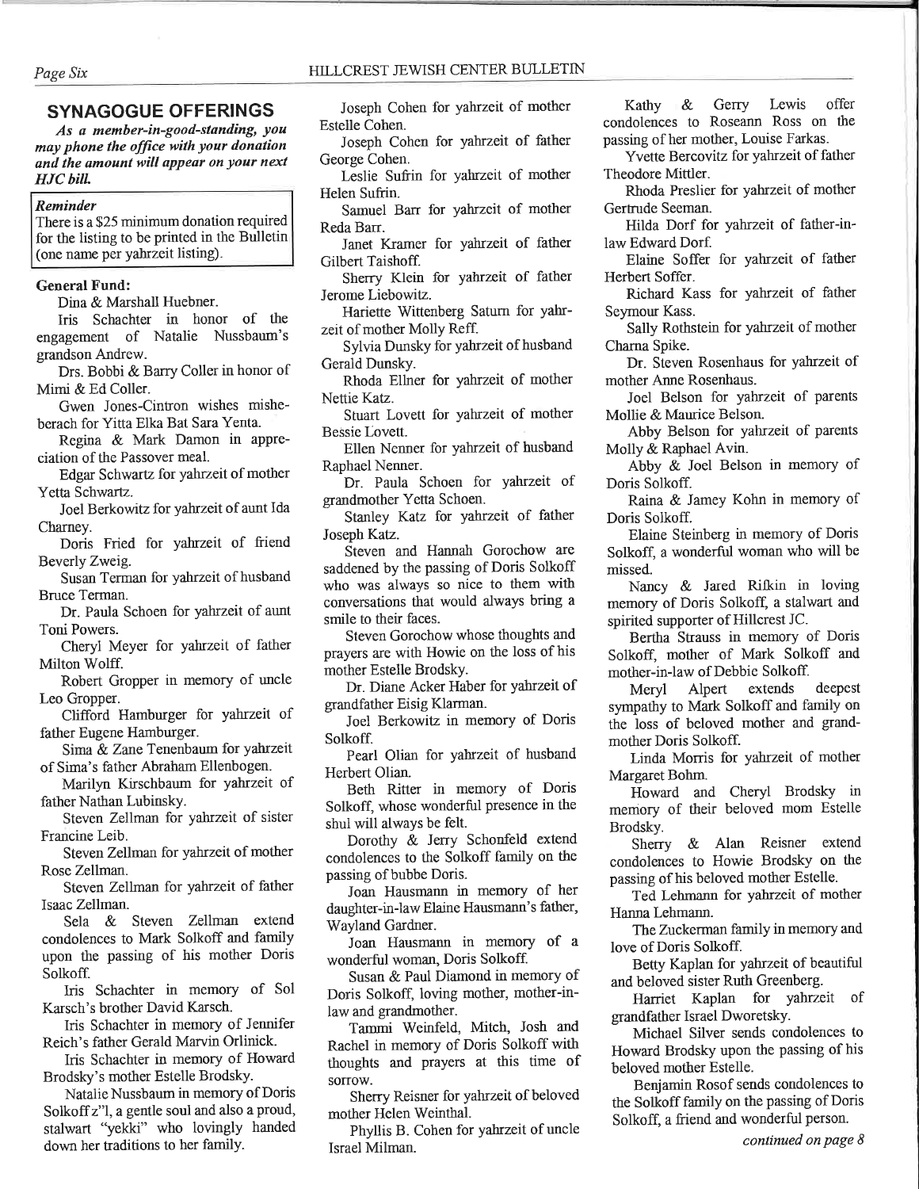## SYNAGOGUE OFFERINGS

***As a member-in-good-standing, you may phone the office with your donation and the amount will appear on your next HJC bill.***

> ***Reminder***
> There is a $25 minimum donation required for the listing to be printed in the Bulletin (one name per yahrzeit listing).

**General Fund:**

Dina & Marshall Huebner.

Iris Schachter in honor of the engagement of Natalie Nussbaum's grandson Andrew.

Drs. Bobbi & Barry Coller in honor of Mimi & Ed Coller.

Gwen Jones-Cintron wishes misheberach for Yitta Elka Bat Sara Yenta.

Regina & Mark Damon in appreciation of the Passover meal.

Edgar Schwartz for yahrzeit of mother Yetta Schwartz.

Joel Berkowitz for yahrzeit of aunt Ida Charney.

Doris Fried for yahrzeit of friend Beverly Zweig.

Susan Terman for yahrzeit of husband Bruce Terman.

Dr. Paula Schoen for yahrzeit of aunt Toni Powers.

Cheryl Meyer for yahrzeit of father Milton Wolff.

Robert Gropper in memory of uncle Leo Gropper.

Clifford Hamburger for yahrzeit of father Eugene Hamburger.

Sima & Zane Tenenbaum for yahrzeit of Sima's father Abraham Ellenbogen.

Marilyn Kirschbaum for yahrzeit of father Nathan Lubinsky.

Steven Zellman for yahrzeit of sister Francine Leib.

Steven Zellman for yahrzeit of mother Rose Zellman.

Steven Zellman for yahrzeit of father Isaac Zellman.

Sela & Steven Zellman extend condolences to Mark Solkoff and family upon the passing of his mother Doris Solkoff.

Iris Schachter in memory of Sol Karsch's brother David Karsch.

Iris Schachter in memory of Jennifer Reich's father Gerald Marvin Orlinick.

Iris Schachter in memory of Howard Brodsky's mother Estelle Brodsky.

Natalie Nussbaum in memory of Doris Solkoff z"l, a gentle soul and also a proud, stalwart "yekki" who lovingly handed down her traditions to her family.

Joseph Cohen for yahrzeit of mother Estelle Cohen.

Joseph Cohen for yahrzeit of father George Cohen.

Leslie Sufrin for yahrzeit of mother Helen Sufrin.

Samuel Barr for yahrzeit of mother Reda Barr.

Janet Kramer for yahrzeit of father Gilbert Taishoff.

Sherry Klein for yahrzeit of father Jerome Liebowitz.

Hariette Wittenberg Saturn for yahrzeit of mother Molly Reff.

Sylvia Dunsky for yahrzeit of husband Gerald Dunsky.

Rhoda Ellner for yahrzeit of mother Nettie Katz.

Stuart Lovett for yahrzeit of mother Bessie Lovett.

Ellen Nenner for yahrzeit of husband Raphael Nenner.

Dr. Paula Schoen for yahrzeit of grandmother Yetta Schoen.

Stanley Katz for yahrzeit of father Joseph Katz.

Steven and Hannah Gorochow are saddened by the passing of Doris Solkoff who was always so nice to them with conversations that would always bring a smile to their faces.

Steven Gorochow whose thoughts and prayers are with Howie on the loss of his mother Estelle Brodsky.

Dr. Diane Acker Haber for yahrzeit of grandfather Eisig Klarman.

Joel Berkowitz in memory of Doris Solkoff.

Pearl Olian for yahrzeit of husband Herbert Olian.

Beth Ritter in memory of Doris Solkoff, whose wonderful presence in the shul will always be felt.

Dorothy & Jerry Schonfeld extend condolences to the Solkoff family on the passing of bubbe Doris.

Joan Hausmann in memory of her daughter-in-law Elaine Hausmann's father, Wayland Gardner.

Joan Hausmann in memory of a wonderful woman, Doris Solkoff.

Susan & Paul Diamond in memory of Doris Solkoff, loving mother, mother-in-law and grandmother.

Tammi Weinfeld, Mitch, Josh and Rachel in memory of Doris Solkoff with thoughts and prayers at this time of sorrow.

Sherry Reisner for yahrzeit of beloved mother Helen Weinthal.

Phyllis B. Cohen for yahrzeit of uncle Israel Milman.

Kathy & Gerry Lewis offer condolences to Roseann Ross on the passing of her mother, Louise Farkas.

Yvette Bercovitz for yahrzeit of father Theodore Mittler.

Rhoda Preslier for yahrzeit of mother Gertrude Seeman.

Hilda Dorf for yahrzeit of father-in-law Edward Dorf.

Elaine Soffer for yahrzeit of father Herbert Soffer.

Richard Kass for yahrzeit of father Seymour Kass.

Sally Rothstein for yahrzeit of mother Charna Spike.

Dr. Steven Rosenhaus for yahrzeit of mother Anne Rosenhaus.

Joel Belson for yahrzeit of parents Mollie & Maurice Belson.

Abby Belson for yahrzeit of parents Molly & Raphael Avin.

Abby & Joel Belson in memory of Doris Solkoff.

Raina & Jamey Kohn in memory of Doris Solkoff.

Elaine Steinberg in memory of Doris Solkoff, a wonderful woman who will be missed.

Nancy & Jared Rifkin in loving memory of Doris Solkoff, a stalwart and spirited supporter of Hillcrest JC.

Bertha Strauss in memory of Doris Solkoff, mother of Mark Solkoff and mother-in-law of Debbie Solkoff.

Meryl Alpert extends deepest sympathy to Mark Solkoff and family on the loss of beloved mother and grandmother Doris Solkoff.

Linda Morris for yahrzeit of mother Margaret Bohm.

Howard and Cheryl Brodsky in memory of their beloved mom Estelle Brodsky.

Sherry & Alan Reisner extend condolences to Howie Brodsky on the passing of his beloved mother Estelle.

Ted Lehmann for yahrzeit of mother Hanna Lehmann.

The Zuckerman family in memory and love of Doris Solkoff.

Betty Kaplan for yahrzeit of beautiful and beloved sister Ruth Greenberg.

Harriet Kaplan for yahrzeit of grandfather Israel Dworetsky.

Michael Silver sends condolences to Howard Brodsky upon the passing of his beloved mother Estelle.

Benjamin Rosof sends condolences to the Solkoff family on the passing of Doris Solkoff, a friend and wonderful person.

*continued on page 8*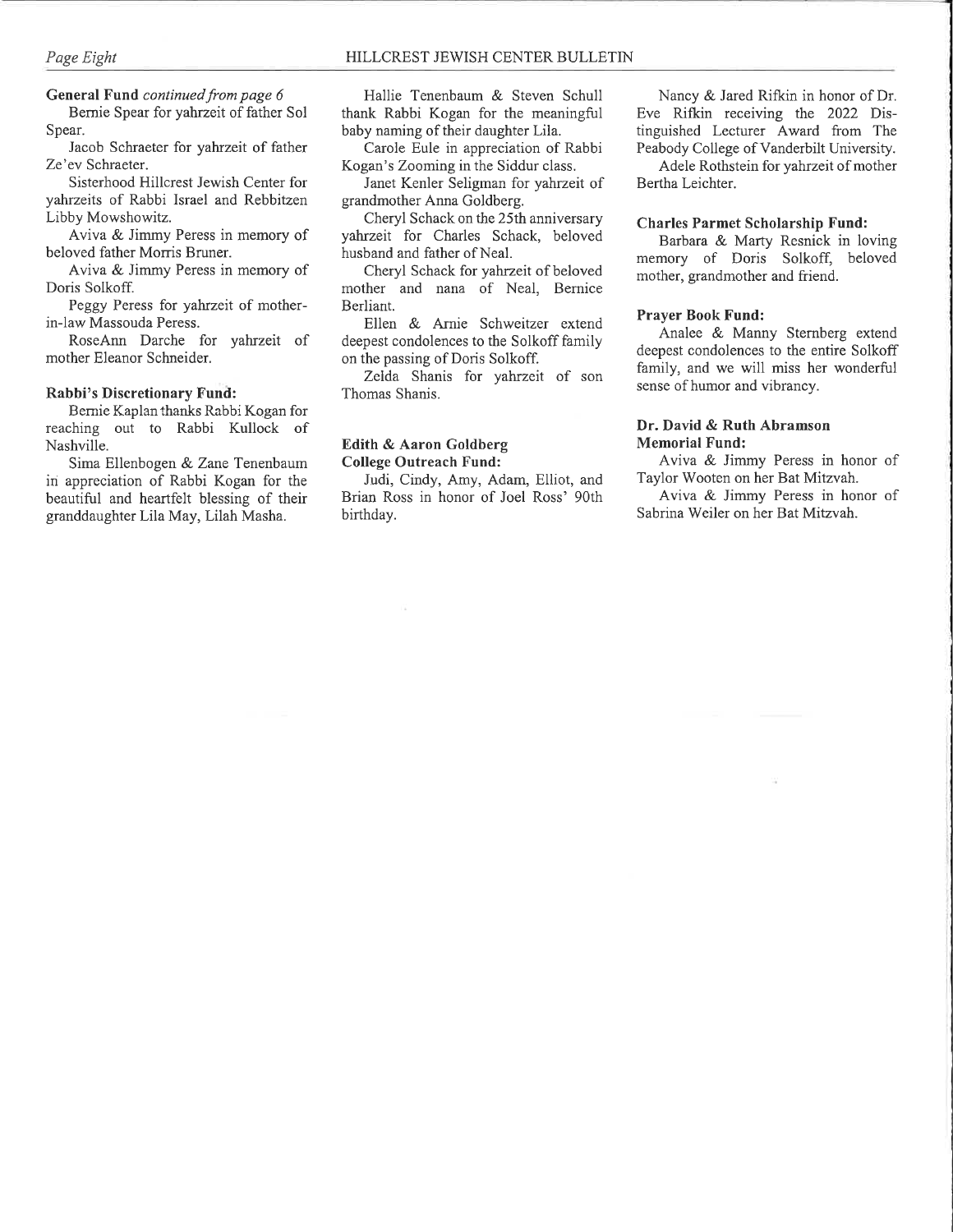**General Fund** *continued from page 6*

Bernie Spear for yahrzeit of father Sol Spear.

Jacob Schraeter for yahrzeit of father Ze'ev Schraeter.

Sisterhood Hillcrest Jewish Center for yahrzeits of Rabbi Israel and Rebbitzen Libby Mowshowitz.

Aviva & Jimmy Peress in memory of beloved father Morris Bruner.

Aviva & Jimmy Peress in memory of Doris Solkoff.

Peggy Peress for yahrzeit of mother-in-law Massouda Peress.

RoseAnn Darche for yahrzeit of mother Eleanor Schneider.

**Rabbi's Discretionary Fund:**

Bernie Kaplan thanks Rabbi Kogan for reaching out to Rabbi Kullock of Nashville.

Sima Ellenbogen & Zane Tenenbaum in appreciation of Rabbi Kogan for the beautiful and heartfelt blessing of their granddaughter Lila May, Lilah Masha.

Hallie Tenenbaum & Steven Schull thank Rabbi Kogan for the meaningful baby naming of their daughter Lila.

Carole Eule in appreciation of Rabbi Kogan's Zooming in the Siddur class.

Janet Kenler Seligman for yahrzeit of grandmother Anna Goldberg.

Cheryl Schack on the 25th anniversary yahrzeit for Charles Schack, beloved husband and father of Neal.

Cheryl Schack for yahrzeit of beloved mother and nana of Neal, Bernice Berliant.

Ellen & Arnie Schweitzer extend deepest condolences to the Solkoff family on the passing of Doris Solkoff.

Zelda Shanis for yahrzeit of son Thomas Shanis.

**Edith & Aaron Goldberg College Outreach Fund:**

Judi, Cindy, Amy, Adam, Elliot, and Brian Ross in honor of Joel Ross' 90th birthday.

Nancy & Jared Rifkin in honor of Dr. Eve Rifkin receiving the 2022 Distinguished Lecturer Award from The Peabody College of Vanderbilt University.

Adele Rothstein for yahrzeit of mother Bertha Leichter.

**Charles Parmet Scholarship Fund:**

Barbara & Marty Resnick in loving memory of Doris Solkoff, beloved mother, grandmother and friend.

**Prayer Book Fund:**

Analee & Manny Sternberg extend deepest condolences to the entire Solkoff family, and we will miss her wonderful sense of humor and vibrancy.

**Dr. David & Ruth Abramson Memorial Fund:**

Aviva & Jimmy Peress in honor of Taylor Wooten on her Bat Mitzvah.

Aviva & Jimmy Peress in honor of Sabrina Weiler on her Bat Mitzvah.